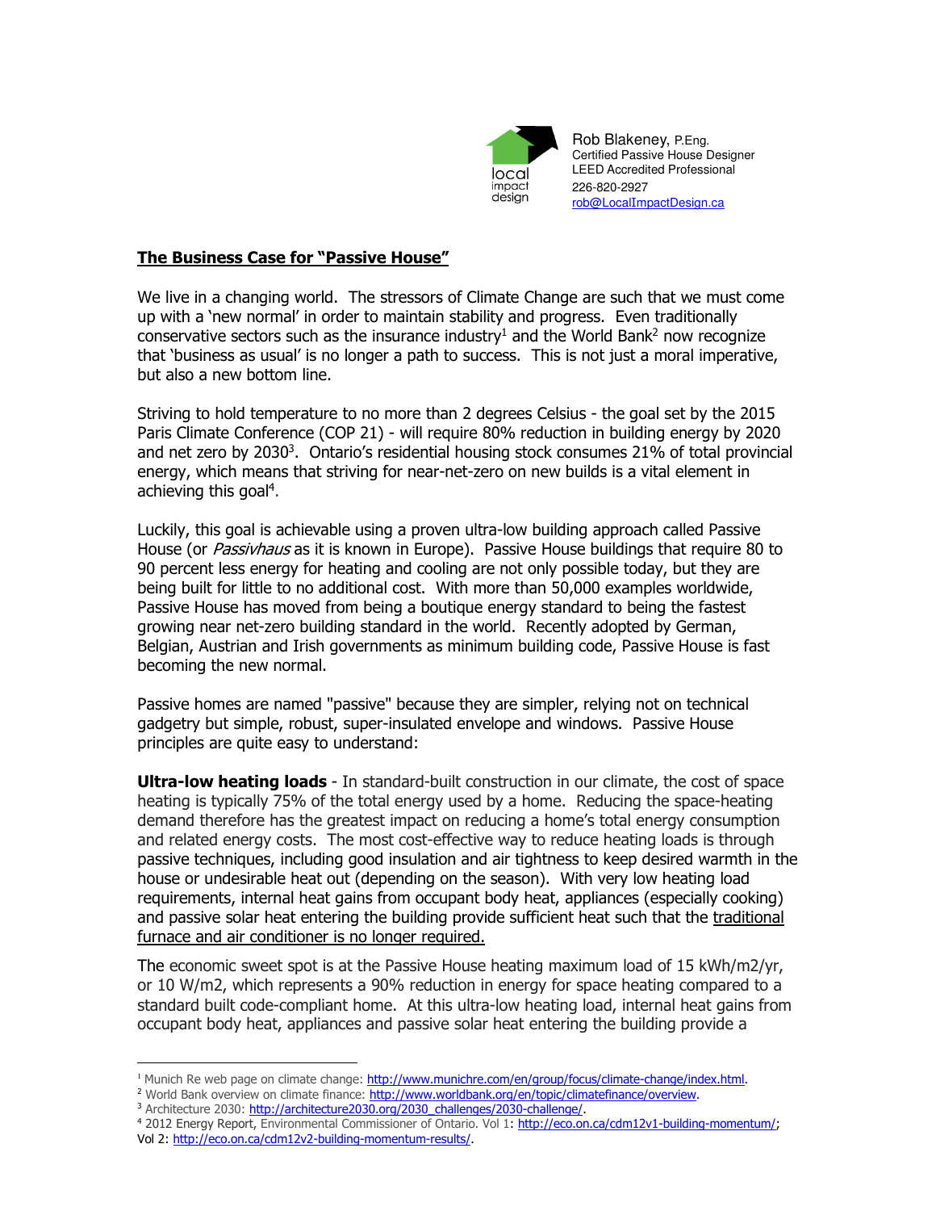local impact design

Rob Blakeney, P.Eng.
Certified Passive House Designer
LEED Accredited Professional
226-820-2927
rob@LocalImpactDesign.ca

## The Business Case for "Passive House"

We live in a changing world. The stressors of Climate Change are such that we must come up with a 'new normal' in order to maintain stability and progress. Even traditionally conservative sectors such as the insurance industry[1] and the World Bank[2] now recognize that 'business as usual' is no longer a path to success. This is not just a moral imperative, but also a new bottom line.

Striving to hold temperature to no more than 2 degrees Celsius - the goal set by the 2015 Paris Climate Conference (COP 21) - will require 80% reduction in building energy by 2020 and net zero by 2030[3]. Ontario's residential housing stock consumes 21% of total provincial energy, which means that striving for near-net-zero on new builds is a vital element in achieving this goal[4].

Luckily, this goal is achievable using a proven ultra-low building approach called Passive House (or *Passivhaus* as it is known in Europe). Passive House buildings that require 80 to 90 percent less energy for heating and cooling are not only possible today, but they are being built for little to no additional cost. With more than 50,000 examples worldwide, Passive House has moved from being a boutique energy standard to being the fastest growing near net-zero building standard in the world. Recently adopted by German, Belgian, Austrian and Irish governments as minimum building code, Passive House is fast becoming the new normal.

Passive homes are named "passive" because they are simpler, relying not on technical gadgetry but simple, robust, super-insulated envelope and windows. Passive House principles are quite easy to understand:

**Ultra-low heating loads** - In standard-built construction in our climate, the cost of space heating is typically 75% of the total energy used by a home. Reducing the space-heating demand therefore has the greatest impact on reducing a home's total energy consumption and related energy costs. The most cost-effective way to reduce heating loads is through passive techniques, including good insulation and air tightness to keep desired warmth in the house or undesirable heat out (depending on the season). With very low heating load requirements, internal heat gains from occupant body heat, appliances (especially cooking) and passive solar heat entering the building provide sufficient heat such that the traditional furnace and air conditioner is no longer required.

The economic sweet spot is at the Passive House heating maximum load of 15 kWh/m2/yr, or 10 W/m2, which represents a 90% reduction in energy for space heating compared to a standard built code-compliant home. At this ultra-low heating load, internal heat gains from occupant body heat, appliances and passive solar heat entering the building provide a

---

[1] Munich Re web page on climate change: http://www.munichre.com/en/group/focus/climate-change/index.html.
[2] World Bank overview on climate finance: http://www.worldbank.org/en/topic/climatefinance/overview.
[3] Architecture 2030: http://architecture2030.org/2030_challenges/2030-challenge/.
[4] 2012 Energy Report, Environmental Commissioner of Ontario. Vol 1: http://eco.on.ca/cdm12v1-building-momentum/; Vol 2: http://eco.on.ca/cdm12v2-building-momentum-results/.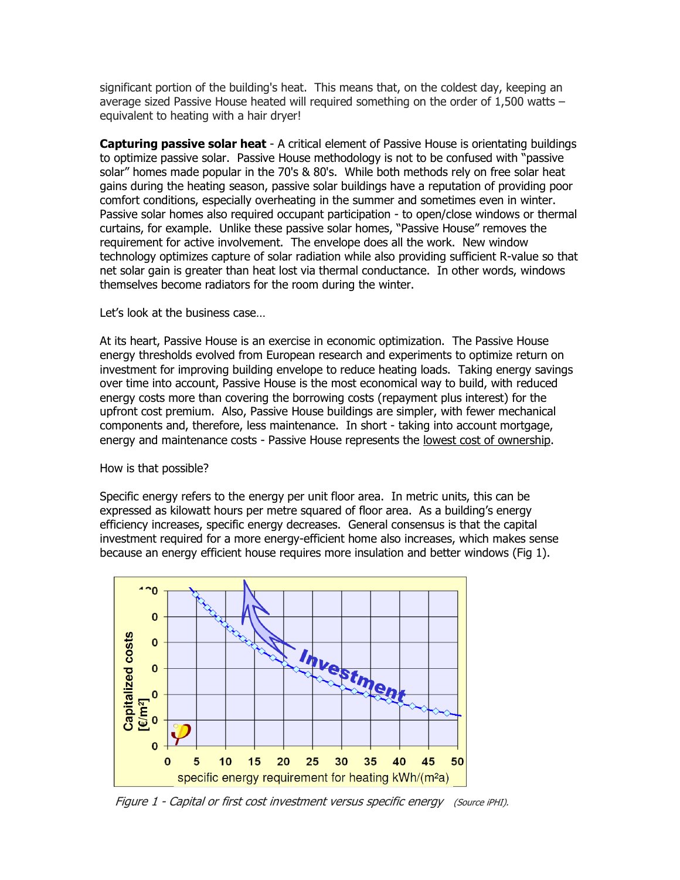significant portion of the building's heat. This means that, on the coldest day, keeping an average sized Passive House heated will required something on the order of 1,500 watts – equivalent to heating with a hair dryer!

**Capturing passive solar heat** - A critical element of Passive House is orientating buildings to optimize passive solar. Passive House methodology is not to be confused with "passive solar" homes made popular in the 70's & 80's. While both methods rely on free solar heat gains during the heating season, passive solar buildings have a reputation of providing poor comfort conditions, especially overheating in the summer and sometimes even in winter. Passive solar homes also required occupant participation - to open/close windows or thermal curtains, for example. Unlike these passive solar homes, "Passive House" removes the requirement for active involvement. The envelope does all the work. New window technology optimizes capture of solar radiation while also providing sufficient R-value so that net solar gain is greater than heat lost via thermal conductance. In other words, windows themselves become radiators for the room during the winter.

Let's look at the business case…

At its heart, Passive House is an exercise in economic optimization. The Passive House energy thresholds evolved from European research and experiments to optimize return on investment for improving building envelope to reduce heating loads. Taking energy savings over time into account, Passive House is the most economical way to build, with reduced energy costs more than covering the borrowing costs (repayment plus interest) for the upfront cost premium. Also, Passive House buildings are simpler, with fewer mechanical components and, therefore, less maintenance. In short - taking into account mortgage, energy and maintenance costs - Passive House represents the lowest cost of ownership.

How is that possible?

Specific energy refers to the energy per unit floor area. In metric units, this can be expressed as kilowatt hours per metre squared of floor area. As a building's energy efficiency increases, specific energy decreases. General consensus is that the capital investment required for a more energy-efficient home also increases, which makes sense because an energy efficient house requires more insulation and better windows (Fig 1).

*Figure 1 - Capital or first cost investment versus specific energy* (Source iPHI).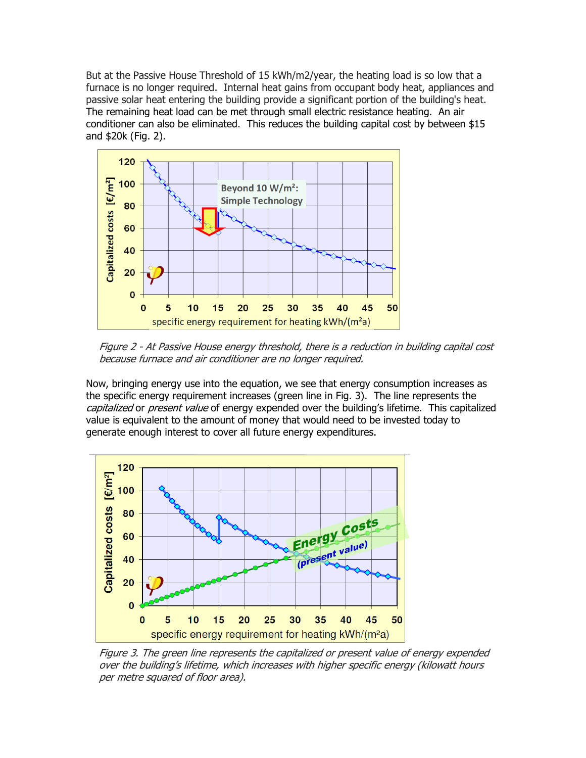But at the Passive House Threshold of 15 kWh/m2/year, the heating load is so low that a furnace is no longer required. Internal heat gains from occupant body heat, appliances and passive solar heat entering the building provide a significant portion of the building's heat. The remaining heat load can be met through small electric resistance heating. An air conditioner can also be eliminated. This reduces the building capital cost by between $15 and $20k (Fig. 2).

*Figure 2 - At Passive House energy threshold, there is a reduction in building capital cost because furnace and air conditioner are no longer required.*

Now, bringing energy use into the equation, we see that energy consumption increases as the specific energy requirement increases (green line in Fig. 3). The line represents the *capitalized* or *present value* of energy expended over the building's lifetime. This capitalized value is equivalent to the amount of money that would need to be invested today to generate enough interest to cover all future energy expenditures.

*Figure 3. The green line represents the capitalized or present value of energy expended over the building's lifetime, which increases with higher specific energy (kilowatt hours per metre squared of floor area).*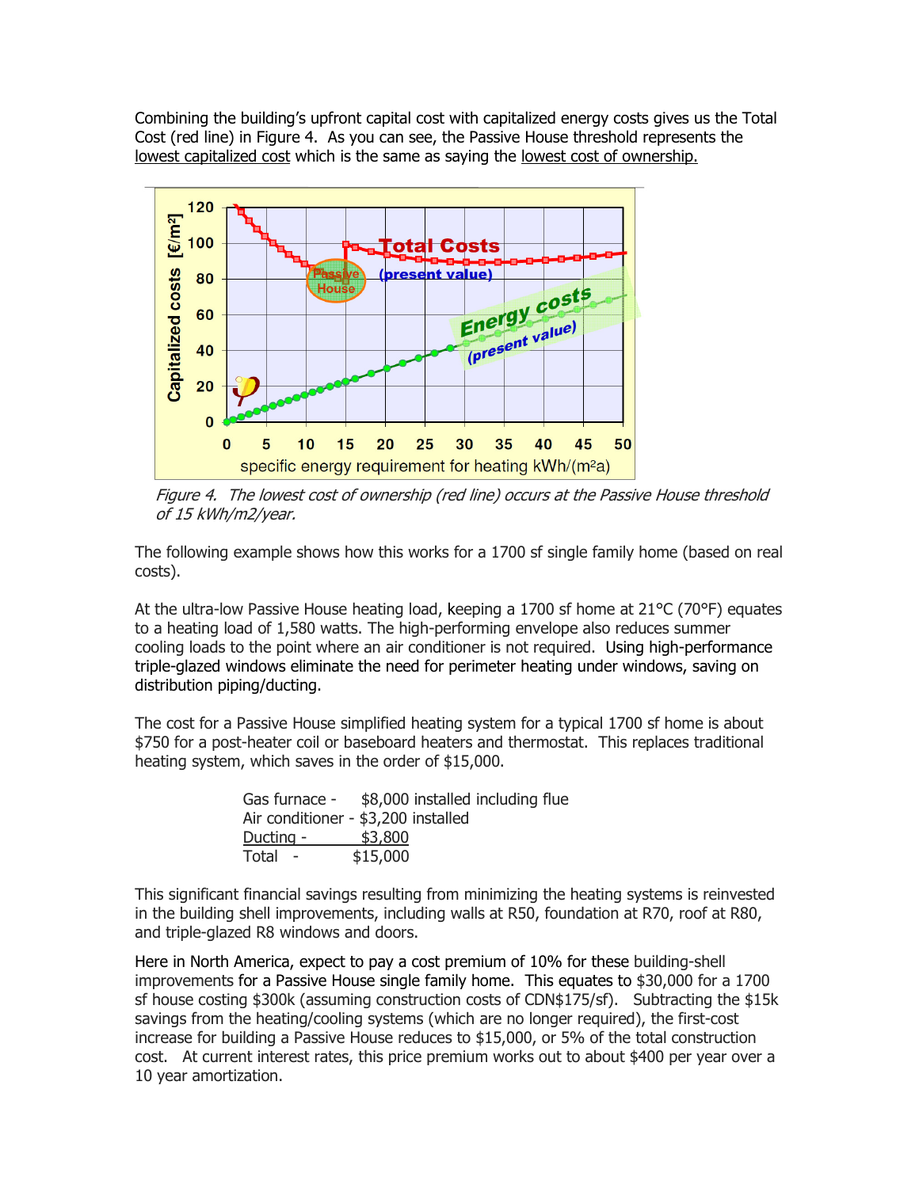Combining the building's upfront capital cost with capitalized energy costs gives us the Total Cost (red line) in Figure 4. As you can see, the Passive House threshold represents the lowest capitalized cost which is the same as saying the lowest cost of ownership.

*Figure 4. The lowest cost of ownership (red line) occurs at the Passive House threshold of 15 kWh/m2/year.*

The following example shows how this works for a 1700 sf single family home (based on real costs).

At the ultra-low Passive House heating load, keeping a 1700 sf home at 21°C (70°F) equates to a heating load of 1,580 watts. The high-performing envelope also reduces summer cooling loads to the point where an air conditioner is not required. Using high-performance triple-glazed windows eliminate the need for perimeter heating under windows, saving on distribution piping/ducting.

The cost for a Passive House simplified heating system for a typical 1700 sf home is about $750 for a post-heater coil or baseboard heaters and thermostat. This replaces traditional heating system, which saves in the order of $15,000.

| | |
|---|---|
| Gas furnace - | $8,000 installed including flue |
| Air conditioner - | $3,200 installed |
| Ducting - | $3,800 |
| Total - | $15,000 |

This significant financial savings resulting from minimizing the heating systems is reinvested in the building shell improvements, including walls at R50, foundation at R70, roof at R80, and triple-glazed R8 windows and doors.

Here in North America, expect to pay a cost premium of 10% for these building-shell improvements for a Passive House single family home. This equates to $30,000 for a 1700 sf house costing $300k (assuming construction costs of CDN$175/sf). Subtracting the $15k savings from the heating/cooling systems (which are no longer required), the first-cost increase for building a Passive House reduces to $15,000, or 5% of the total construction cost. At current interest rates, this price premium works out to about $400 per year over a 10 year amortization.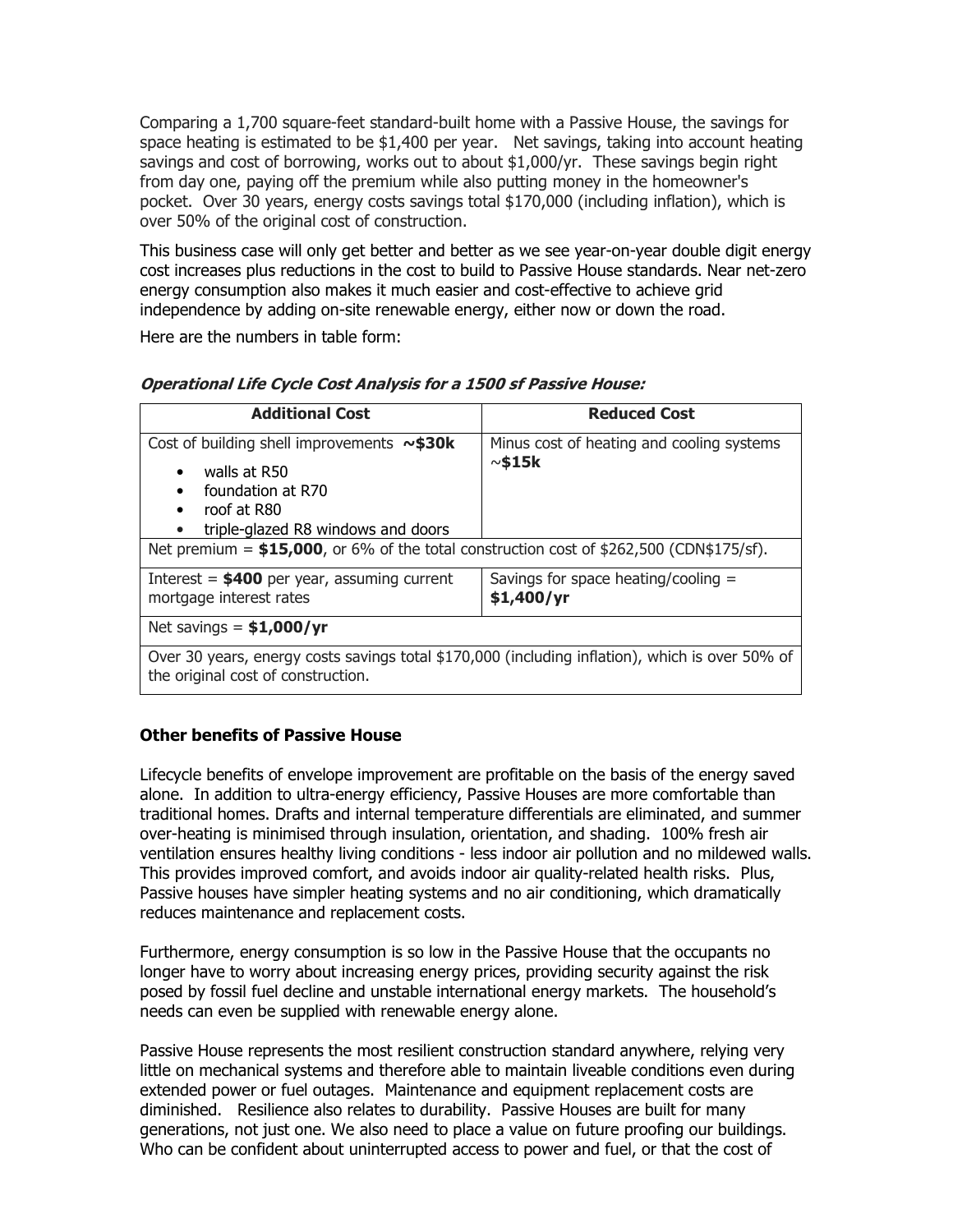Comparing a 1,700 square-feet standard-built home with a Passive House, the savings for space heating is estimated to be $1,400 per year. Net savings, taking into account heating savings and cost of borrowing, works out to about $1,000/yr. These savings begin right from day one, paying off the premium while also putting money in the homeowner's pocket. Over 30 years, energy costs savings total $170,000 (including inflation), which is over 50% of the original cost of construction.

This business case will only get better and better as we see year-on-year double digit energy cost increases plus reductions in the cost to build to Passive House standards. Near net-zero energy consumption also makes it much easier and cost-effective to achieve grid independence by adding on-site renewable energy, either now or down the road.

Here are the numbers in table form:

***Operational Life Cycle Cost Analysis for a 1500 sf Passive House:***

| Additional Cost | Reduced Cost |
|---|---|
| Cost of building shell improvements **~$30k**<br>• walls at R50<br>• foundation at R70<br>• roof at R80<br>• triple-glazed R8 windows and doors | Minus cost of heating and cooling systems **~$15k** |
| Net premium = **$15,000**, or 6% of the total construction cost of $262,500 (CDN$175/sf). | |
| Interest = **$400** per year, assuming current mortgage interest rates | Savings for space heating/cooling = **$1,400/yr** |
| Net savings = **$1,000/yr** | |
| Over 30 years, energy costs savings total $170,000 (including inflation), which is over 50% of the original cost of construction. | |

### Other benefits of Passive House

Lifecycle benefits of envelope improvement are profitable on the basis of the energy saved alone. In addition to ultra-energy efficiency, Passive Houses are more comfortable than traditional homes. Drafts and internal temperature differentials are eliminated, and summer over-heating is minimised through insulation, orientation, and shading. 100% fresh air ventilation ensures healthy living conditions - less indoor air pollution and no mildewed walls. This provides improved comfort, and avoids indoor air quality-related health risks. Plus, Passive houses have simpler heating systems and no air conditioning, which dramatically reduces maintenance and replacement costs.

Furthermore, energy consumption is so low in the Passive House that the occupants no longer have to worry about increasing energy prices, providing security against the risk posed by fossil fuel decline and unstable international energy markets. The household's needs can even be supplied with renewable energy alone.

Passive House represents the most resilient construction standard anywhere, relying very little on mechanical systems and therefore able to maintain liveable conditions even during extended power or fuel outages. Maintenance and equipment replacement costs are diminished. Resilience also relates to durability. Passive Houses are built for many generations, not just one. We also need to place a value on future proofing our buildings. Who can be confident about uninterrupted access to power and fuel, or that the cost of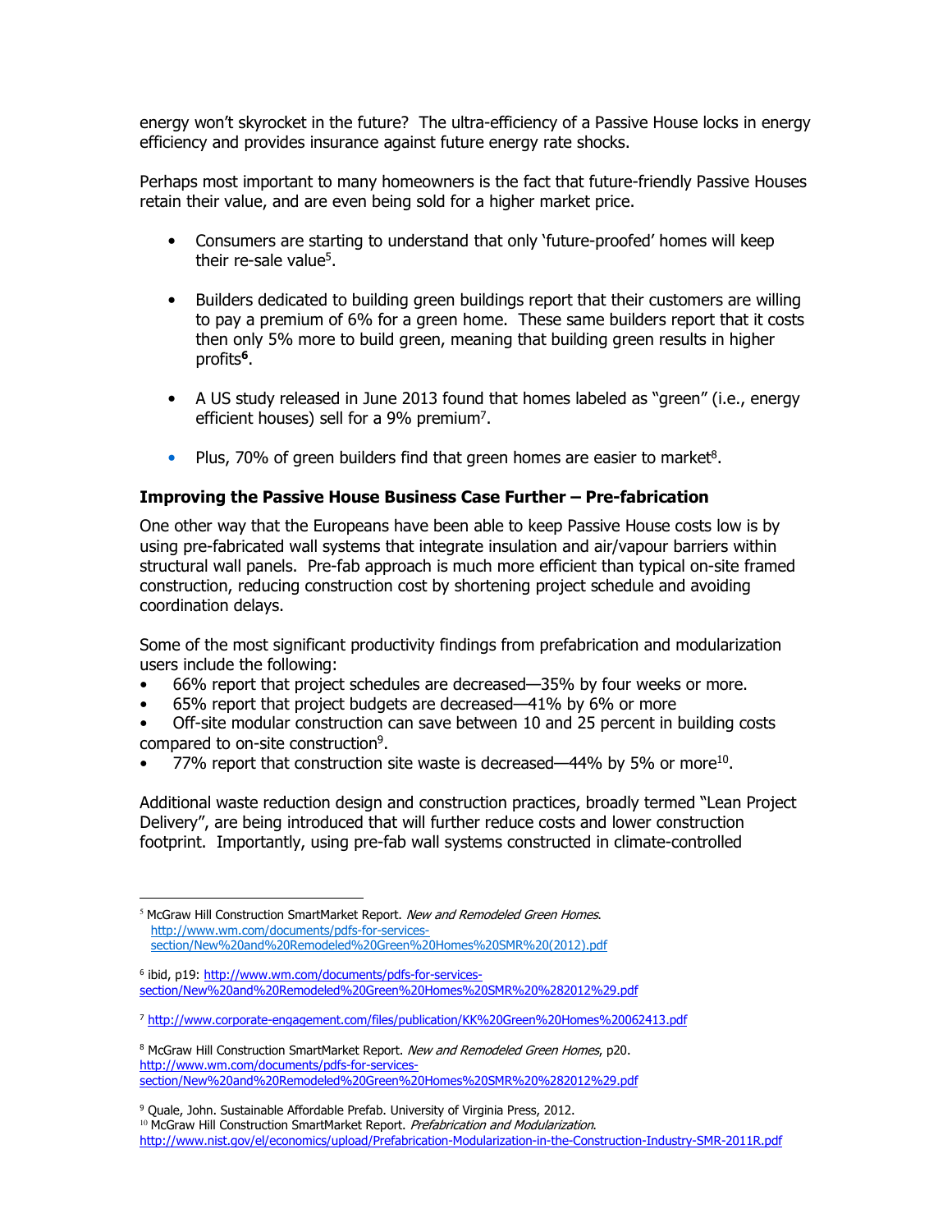energy won't skyrocket in the future? The ultra-efficiency of a Passive House locks in energy efficiency and provides insurance against future energy rate shocks.

Perhaps most important to many homeowners is the fact that future-friendly Passive Houses retain their value, and are even being sold for a higher market price.

- Consumers are starting to understand that only 'future-proofed' homes will keep their re-sale value[5].
- Builders dedicated to building green buildings report that their customers are willing to pay a premium of 6% for a green home. These same builders report that it costs then only 5% more to build green, meaning that building green results in higher profits[6].
- A US study released in June 2013 found that homes labeled as "green" (i.e., energy efficient houses) sell for a 9% premium[7].
- Plus, 70% of green builders find that green homes are easier to market[8].

### Improving the Passive House Business Case Further – Pre-fabrication

One other way that the Europeans have been able to keep Passive House costs low is by using pre-fabricated wall systems that integrate insulation and air/vapour barriers within structural wall panels. Pre-fab approach is much more efficient than typical on-site framed construction, reducing construction cost by shortening project schedule and avoiding coordination delays.

Some of the most significant productivity findings from prefabrication and modularization users include the following:

- 66% report that project schedules are decreased—35% by four weeks or more.
- 65% report that project budgets are decreased—41% by 6% or more
- Off-site modular construction can save between 10 and 25 percent in building costs compared to on-site construction[9].
- 77% report that construction site waste is decreased—44% by 5% or more[10].

Additional waste reduction design and construction practices, broadly termed "Lean Project Delivery", are being introduced that will further reduce costs and lower construction footprint. Importantly, using pre-fab wall systems constructed in climate-controlled

---

[5] McGraw Hill Construction SmartMarket Report. *New and Remodeled Green Homes*. http://www.wm.com/documents/pdfs-for-services-section/New%20and%20Remodeled%20Green%20Homes%20SMR%20(2012).pdf

[6] ibid, p19: http://www.wm.com/documents/pdfs-for-services-section/New%20and%20Remodeled%20Green%20Homes%20SMR%20%282012%29.pdf

[7] http://www.corporate-engagement.com/files/publication/KK%20Green%20Homes%20062413.pdf

[8] McGraw Hill Construction SmartMarket Report. *New and Remodeled Green Homes*, p20. http://www.wm.com/documents/pdfs-for-services-section/New%20and%20Remodeled%20Green%20Homes%20SMR%20%282012%29.pdf

[9] Quale, John. Sustainable Affordable Prefab. University of Virginia Press, 2012.

[10] McGraw Hill Construction SmartMarket Report. *Prefabrication and Modularization*. http://www.nist.gov/el/economics/upload/Prefabrication-Modularization-in-the-Construction-Industry-SMR-2011R.pdf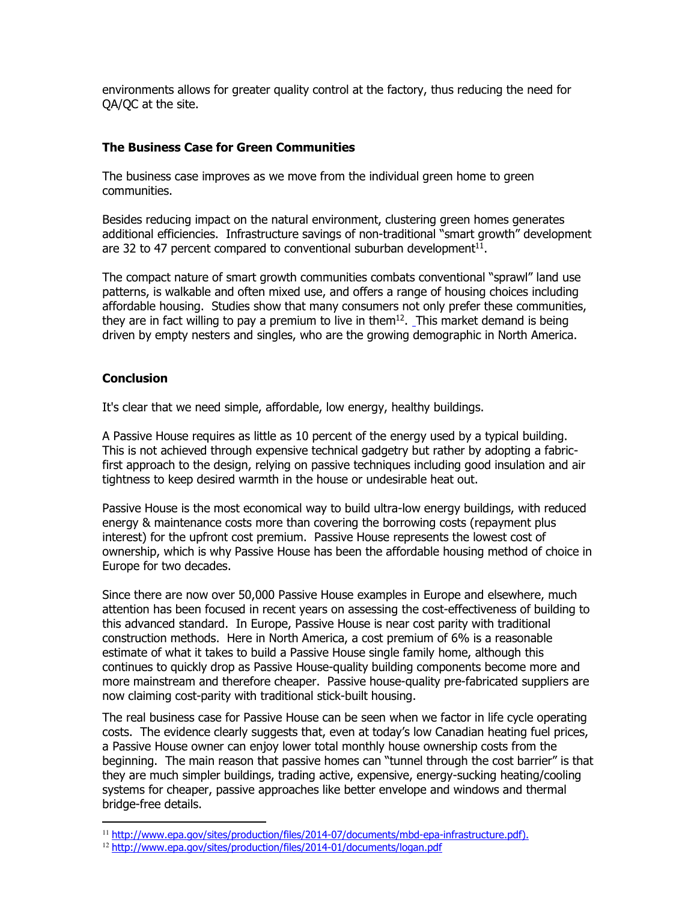environments allows for greater quality control at the factory, thus reducing the need for QA/QC at the site.

**The Business Case for Green Communities**

The business case improves as we move from the individual green home to green communities.

Besides reducing impact on the natural environment, clustering green homes generates additional efficiencies. Infrastructure savings of non-traditional "smart growth" development are 32 to 47 percent compared to conventional suburban development[11].

The compact nature of smart growth communities combats conventional "sprawl" land use patterns, is walkable and often mixed use, and offers a range of housing choices including affordable housing. Studies show that many consumers not only prefer these communities, they are in fact willing to pay a premium to live in them[12]. This market demand is being driven by empty nesters and singles, who are the growing demographic in North America.

**Conclusion**

It's clear that we need simple, affordable, low energy, healthy buildings.

A Passive House requires as little as 10 percent of the energy used by a typical building. This is not achieved through expensive technical gadgetry but rather by adopting a fabric-first approach to the design, relying on passive techniques including good insulation and air tightness to keep desired warmth in the house or undesirable heat out.

Passive House is the most economical way to build ultra-low energy buildings, with reduced energy & maintenance costs more than covering the borrowing costs (repayment plus interest) for the upfront cost premium. Passive House represents the lowest cost of ownership, which is why Passive House has been the affordable housing method of choice in Europe for two decades.

Since there are now over 50,000 Passive House examples in Europe and elsewhere, much attention has been focused in recent years on assessing the cost-effectiveness of building to this advanced standard. In Europe, Passive House is near cost parity with traditional construction methods. Here in North America, a cost premium of 6% is a reasonable estimate of what it takes to build a Passive House single family home, although this continues to quickly drop as Passive House-quality building components become more and more mainstream and therefore cheaper. Passive house-quality pre-fabricated suppliers are now claiming cost-parity with traditional stick-built housing.

The real business case for Passive House can be seen when we factor in life cycle operating costs. The evidence clearly suggests that, even at today's low Canadian heating fuel prices, a Passive House owner can enjoy lower total monthly house ownership costs from the beginning. The main reason that passive homes can "tunnel through the cost barrier" is that they are much simpler buildings, trading active, expensive, energy-sucking heating/cooling systems for cheaper, passive approaches like better envelope and windows and thermal bridge-free details.

---

[11] http://www.epa.gov/sites/production/files/2014-07/documents/mbd-epa-infrastructure.pdf).

[12] http://www.epa.gov/sites/production/files/2014-01/documents/logan.pdf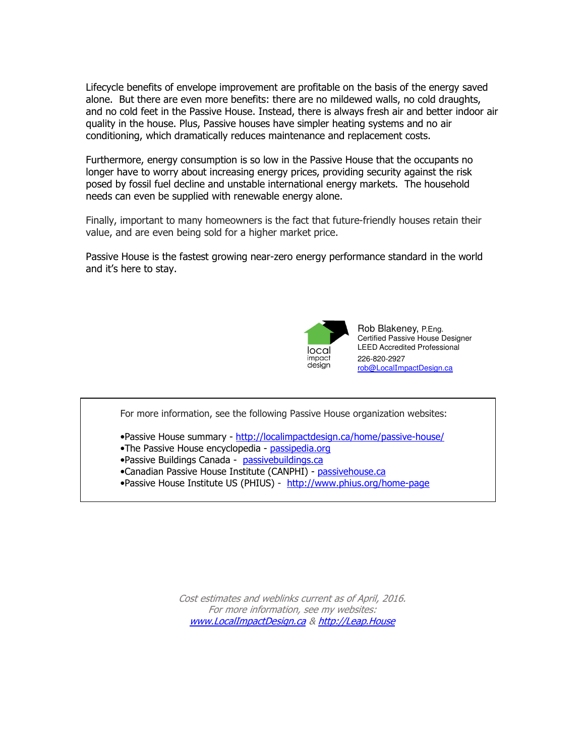Lifecycle benefits of envelope improvement are profitable on the basis of the energy saved alone. But there are even more benefits: there are no mildewed walls, no cold draughts, and no cold feet in the Passive House. Instead, there is always fresh air and better indoor air quality in the house. Plus, Passive houses have simpler heating systems and no air conditioning, which dramatically reduces maintenance and replacement costs.

Furthermore, energy consumption is so low in the Passive House that the occupants no longer have to worry about increasing energy prices, providing security against the risk posed by fossil fuel decline and unstable international energy markets. The household needs can even be supplied with renewable energy alone.

Finally, important to many homeowners is the fact that future-friendly houses retain their value, and are even being sold for a higher market price.

Passive House is the fastest growing near-zero energy performance standard in the world and it's here to stay.

local impact design

Rob Blakeney, P.Eng.
Certified Passive House Designer
LEED Accredited Professional
226-820-2927
rob@LocalImpactDesign.ca

For more information, see the following Passive House organization websites:

- Passive House summary - http://localimpactdesign.ca/home/passive-house/
- The Passive House encyclopedia - passipedia.org
- Passive Buildings Canada - passivebuildings.ca
- Canadian Passive House Institute (CANPHI) - passivehouse.ca
- Passive House Institute US (PHIUS) - http://www.phius.org/home-page

*Cost estimates and weblinks current as of April, 2016.*
*For more information, see my websites:*
*www.LocalImpactDesign.ca & http://Leap.House*